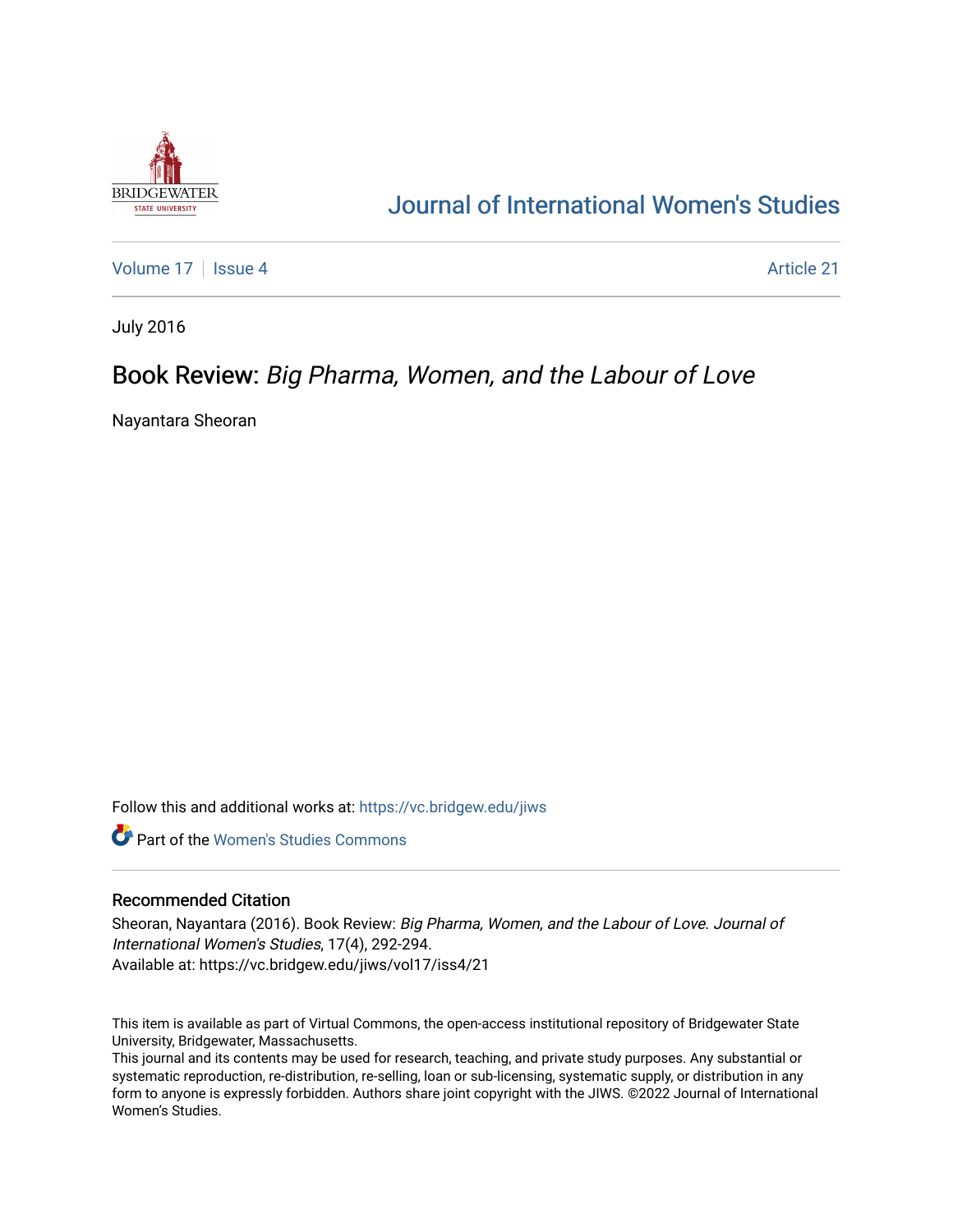Journal of International Women's Studies

Volume 17 | Issue 4 | Article 21

July 2016

# Book Review: *Big Pharma, Women, and the Labour of Love*

Nayantara Sheoran

Follow this and additional works at: https://vc.bridgew.edu/jiws

Part of the Women's Studies Commons

## Recommended Citation

Sheoran, Nayantara (2016). Book Review: *Big Pharma, Women, and the Labour of Love*. *Journal of International Women's Studies*, 17(4), 292-294.
Available at: https://vc.bridgew.edu/jiws/vol17/iss4/21

This item is available as part of Virtual Commons, the open-access institutional repository of Bridgewater State University, Bridgewater, Massachusetts.
This journal and its contents may be used for research, teaching, and private study purposes. Any substantial or systematic reproduction, re-distribution, re-selling, loan or sub-licensing, systematic supply, or distribution in any form to anyone is expressly forbidden. Authors share joint copyright with the JIWS. ©2022 Journal of International Women's Studies.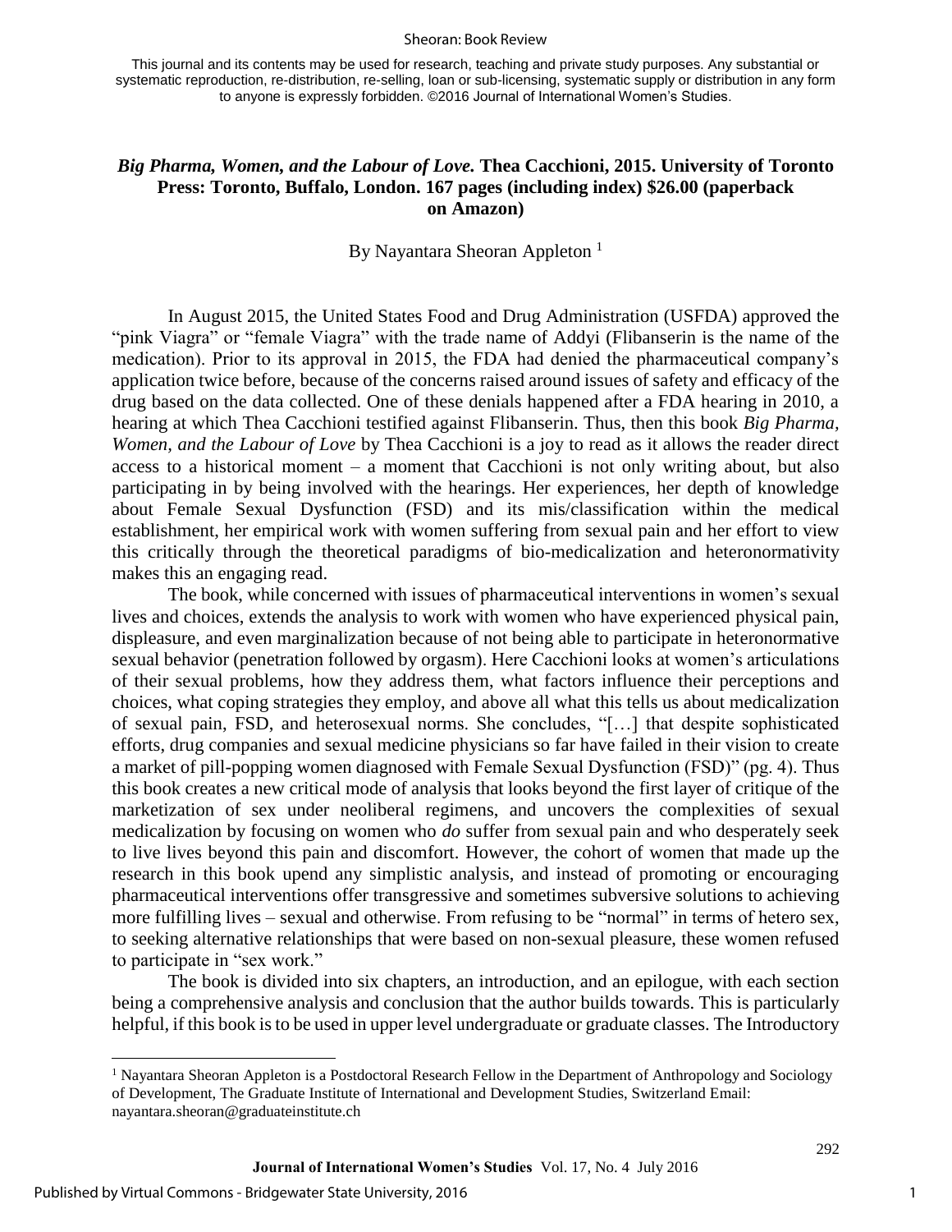This journal and its contents may be used for research, teaching and private study purposes. Any substantial or systematic reproduction, re-distribution, re-selling, loan or sub-licensing, systematic supply or distribution in any form to anyone is expressly forbidden. ©2016 Journal of International Women's Studies.

## *Big Pharma, Women, and the Labour of Love.* Thea Cacchioni, 2015. University of Toronto Press: Toronto, Buffalo, London. 167 pages (including index) $26.00 (paperback on Amazon)

By Nayantara Sheoran Appleton [1]

In August 2015, the United States Food and Drug Administration (USFDA) approved the "pink Viagra" or "female Viagra" with the trade name of Addyi (Flibanserin is the name of the medication). Prior to its approval in 2015, the FDA had denied the pharmaceutical company's application twice before, because of the concerns raised around issues of safety and efficacy of the drug based on the data collected. One of these denials happened after a FDA hearing in 2010, a hearing at which Thea Cacchioni testified against Flibanserin. Thus, then this book *Big Pharma, Women, and the Labour of Love* by Thea Cacchioni is a joy to read as it allows the reader direct access to a historical moment – a moment that Cacchioni is not only writing about, but also participating in by being involved with the hearings. Her experiences, her depth of knowledge about Female Sexual Dysfunction (FSD) and its mis/classification within the medical establishment, her empirical work with women suffering from sexual pain and her effort to view this critically through the theoretical paradigms of bio-medicalization and heteronormativity makes this an engaging read.

The book, while concerned with issues of pharmaceutical interventions in women's sexual lives and choices, extends the analysis to work with women who have experienced physical pain, displeasure, and even marginalization because of not being able to participate in heteronormative sexual behavior (penetration followed by orgasm). Here Cacchioni looks at women's articulations of their sexual problems, how they address them, what factors influence their perceptions and choices, what coping strategies they employ, and above all what this tells us about medicalization of sexual pain, FSD, and heterosexual norms. She concludes, "[…] that despite sophisticated efforts, drug companies and sexual medicine physicians so far have failed in their vision to create a market of pill-popping women diagnosed with Female Sexual Dysfunction (FSD)" (pg. 4). Thus this book creates a new critical mode of analysis that looks beyond the first layer of critique of the marketization of sex under neoliberal regimens, and uncovers the complexities of sexual medicalization by focusing on women who *do* suffer from sexual pain and who desperately seek to live lives beyond this pain and discomfort. However, the cohort of women that made up the research in this book upend any simplistic analysis, and instead of promoting or encouraging pharmaceutical interventions offer transgressive and sometimes subversive solutions to achieving more fulfilling lives – sexual and otherwise. From refusing to be "normal" in terms of hetero sex, to seeking alternative relationships that were based on non-sexual pleasure, these women refused to participate in "sex work."

The book is divided into six chapters, an introduction, and an epilogue, with each section being a comprehensive analysis and conclusion that the author builds towards. This is particularly helpful, if this book is to be used in upper level undergraduate or graduate classes. The Introductory

[1] Nayantara Sheoran Appleton is a Postdoctoral Research Fellow in the Department of Anthropology and Sociology of Development, The Graduate Institute of International and Development Studies, Switzerland Email: nayantara.sheoran@graduateinstitute.ch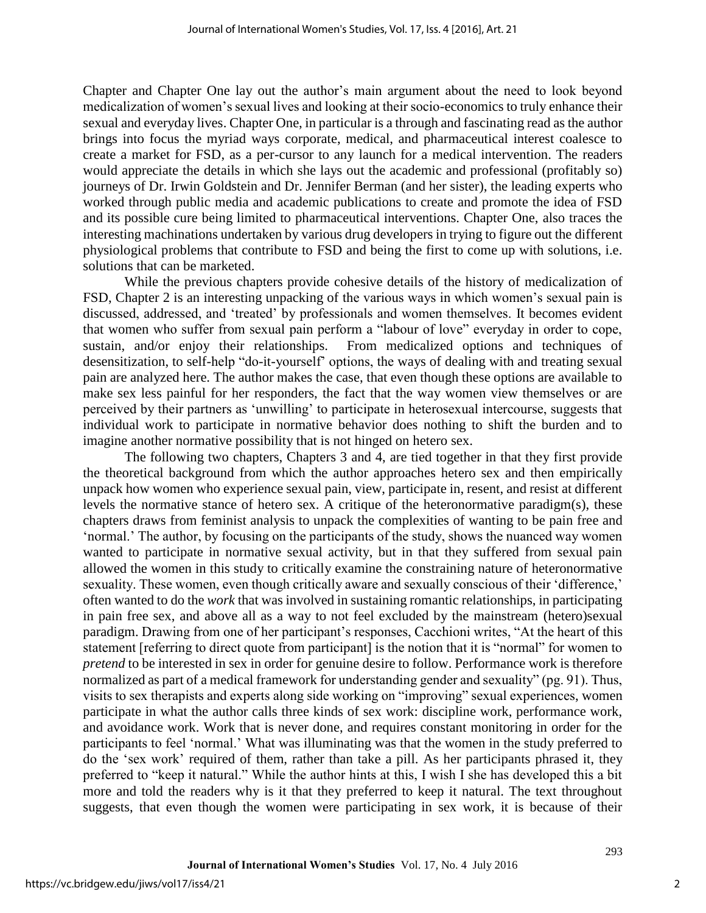Chapter and Chapter One lay out the author's main argument about the need to look beyond medicalization of women's sexual lives and looking at their socio-economics to truly enhance their sexual and everyday lives. Chapter One, in particular is a through and fascinating read as the author brings into focus the myriad ways corporate, medical, and pharmaceutical interest coalesce to create a market for FSD, as a per-cursor to any launch for a medical intervention. The readers would appreciate the details in which she lays out the academic and professional (profitably so) journeys of Dr. Irwin Goldstein and Dr. Jennifer Berman (and her sister), the leading experts who worked through public media and academic publications to create and promote the idea of FSD and its possible cure being limited to pharmaceutical interventions. Chapter One, also traces the interesting machinations undertaken by various drug developers in trying to figure out the different physiological problems that contribute to FSD and being the first to come up with solutions, i.e. solutions that can be marketed.

While the previous chapters provide cohesive details of the history of medicalization of FSD, Chapter 2 is an interesting unpacking of the various ways in which women's sexual pain is discussed, addressed, and 'treated' by professionals and women themselves. It becomes evident that women who suffer from sexual pain perform a "labour of love" everyday in order to cope, sustain, and/or enjoy their relationships. From medicalized options and techniques of desensitization, to self-help "do-it-yourself" options, the ways of dealing with and treating sexual pain are analyzed here. The author makes the case, that even though these options are available to make sex less painful for her responders, the fact that the way women view themselves or are perceived by their partners as 'unwilling' to participate in heterosexual intercourse, suggests that individual work to participate in normative behavior does nothing to shift the burden and to imagine another normative possibility that is not hinged on hetero sex.

The following two chapters, Chapters 3 and 4, are tied together in that they first provide the theoretical background from which the author approaches hetero sex and then empirically unpack how women who experience sexual pain, view, participate in, resent, and resist at different levels the normative stance of hetero sex. A critique of the heteronormative paradigm(s), these chapters draws from feminist analysis to unpack the complexities of wanting to be pain free and 'normal.' The author, by focusing on the participants of the study, shows the nuanced way women wanted to participate in normative sexual activity, but in that they suffered from sexual pain allowed the women in this study to critically examine the constraining nature of heteronormative sexuality. These women, even though critically aware and sexually conscious of their 'difference,' often wanted to do the *work* that was involved in sustaining romantic relationships, in participating in pain free sex, and above all as a way to not feel excluded by the mainstream (hetero)sexual paradigm. Drawing from one of her participant's responses, Cacchioni writes, "At the heart of this statement [referring to direct quote from participant] is the notion that it is "normal" for women to *pretend* to be interested in sex in order for genuine desire to follow. Performance work is therefore normalized as part of a medical framework for understanding gender and sexuality" (pg. 91). Thus, visits to sex therapists and experts along side working on "improving" sexual experiences, women participate in what the author calls three kinds of sex work: discipline work, performance work, and avoidance work. Work that is never done, and requires constant monitoring in order for the participants to feel 'normal.' What was illuminating was that the women in the study preferred to do the 'sex work' required of them, rather than take a pill. As her participants phrased it, they preferred to "keep it natural." While the author hints at this, I wish I she has developed this a bit more and told the readers why is it that they preferred to keep it natural. The text throughout suggests, that even though the women were participating in sex work, it is because of their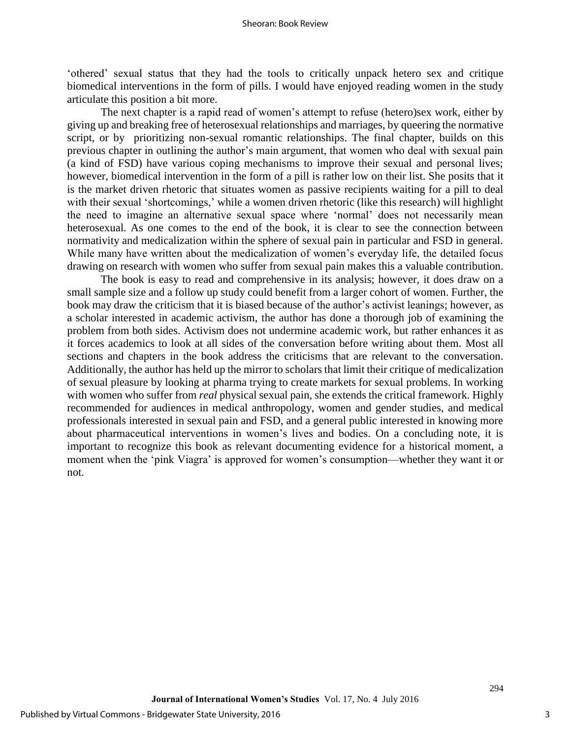'othered' sexual status that they had the tools to critically unpack hetero sex and critique biomedical interventions in the form of pills. I would have enjoyed reading women in the study articulate this position a bit more.

The next chapter is a rapid read of women's attempt to refuse (hetero)sex work, either by giving up and breaking free of heterosexual relationships and marriages, by queering the normative script, or by prioritizing non-sexual romantic relationships. The final chapter, builds on this previous chapter in outlining the author's main argument, that women who deal with sexual pain (a kind of FSD) have various coping mechanisms to improve their sexual and personal lives; however, biomedical intervention in the form of a pill is rather low on their list. She posits that it is the market driven rhetoric that situates women as passive recipients waiting for a pill to deal with their sexual 'shortcomings,' while a women driven rhetoric (like this research) will highlight the need to imagine an alternative sexual space where 'normal' does not necessarily mean heterosexual. As one comes to the end of the book, it is clear to see the connection between normativity and medicalization within the sphere of sexual pain in particular and FSD in general. While many have written about the medicalization of women's everyday life, the detailed focus drawing on research with women who suffer from sexual pain makes this a valuable contribution.

The book is easy to read and comprehensive in its analysis; however, it does draw on a small sample size and a follow up study could benefit from a larger cohort of women. Further, the book may draw the criticism that it is biased because of the author's activist leanings; however, as a scholar interested in academic activism, the author has done a thorough job of examining the problem from both sides. Activism does not undermine academic work, but rather enhances it as it forces academics to look at all sides of the conversation before writing about them. Most all sections and chapters in the book address the criticisms that are relevant to the conversation. Additionally, the author has held up the mirror to scholars that limit their critique of medicalization of sexual pleasure by looking at pharma trying to create markets for sexual problems. In working with women who suffer from *real* physical sexual pain, she extends the critical framework. Highly recommended for audiences in medical anthropology, women and gender studies, and medical professionals interested in sexual pain and FSD, and a general public interested in knowing more about pharmaceutical interventions in women's lives and bodies. On a concluding note, it is important to recognize this book as relevant documenting evidence for a historical moment, a moment when the 'pink Viagra' is approved for women's consumption—whether they want it or not.